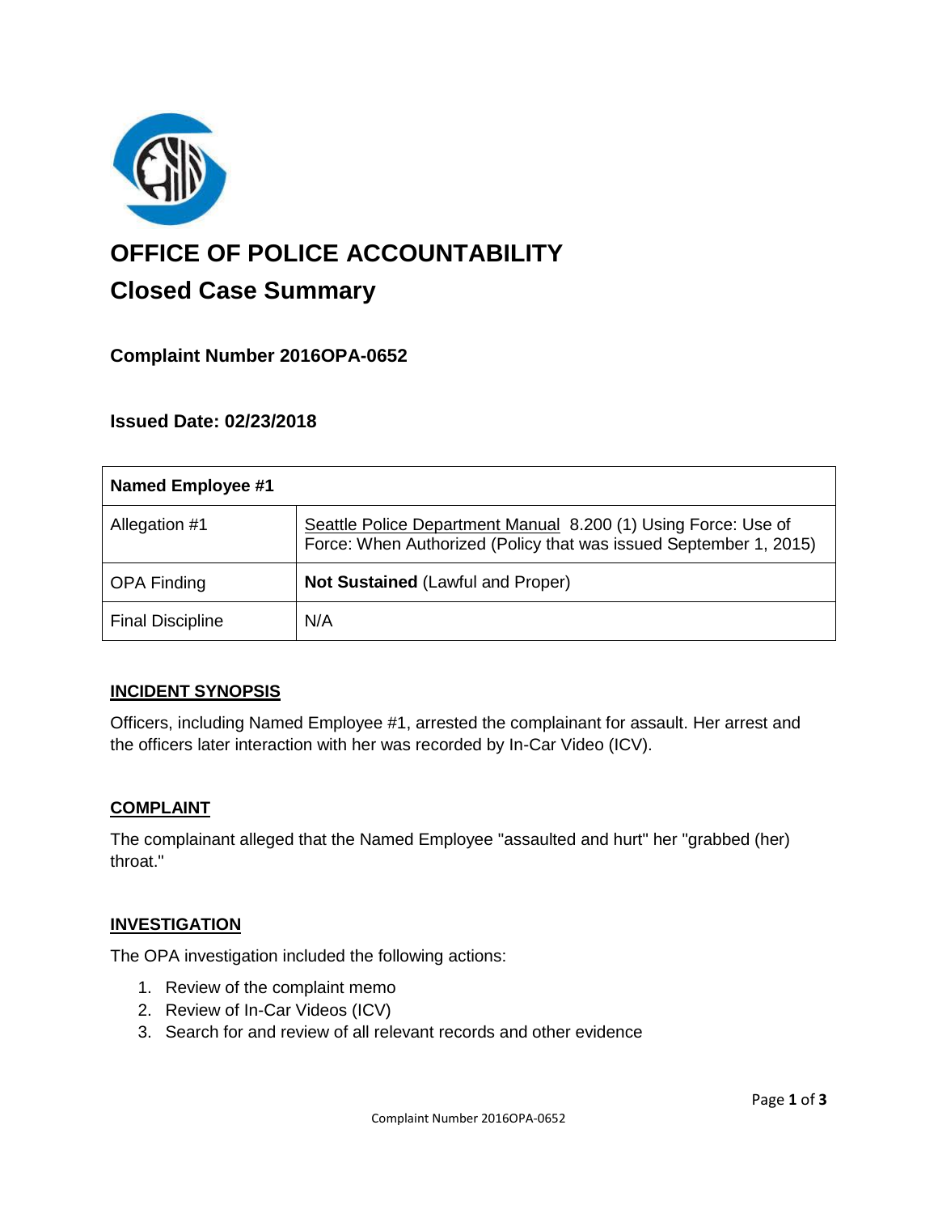# OFFICE OF POLICE ACCOUNTABILITY

## Closed Case Summary

### Complaint Number 2016OPA-0652

### Issued Date: 02/23/2018

| Named Employee #1 | |
|---|---|
| Allegation #1 | Seattle Police Department Manual 8.200 (1) Using Force: Use of Force: When Authorized (Policy that was issued September 1, 2015) |
| OPA Finding | **Not Sustained** (Lawful and Proper) |
| Final Discipline | N/A |

### INCIDENT SYNOPSIS

Officers, including Named Employee #1, arrested the complainant for assault. Her arrest and the officers later interaction with her was recorded by In-Car Video (ICV).

### COMPLAINT

The complainant alleged that the Named Employee "assaulted and hurt" her "grabbed (her) throat."

### INVESTIGATION

The OPA investigation included the following actions:

1. Review of the complaint memo
2. Review of In-Car Videos (ICV)
3. Search for and review of all relevant records and other evidence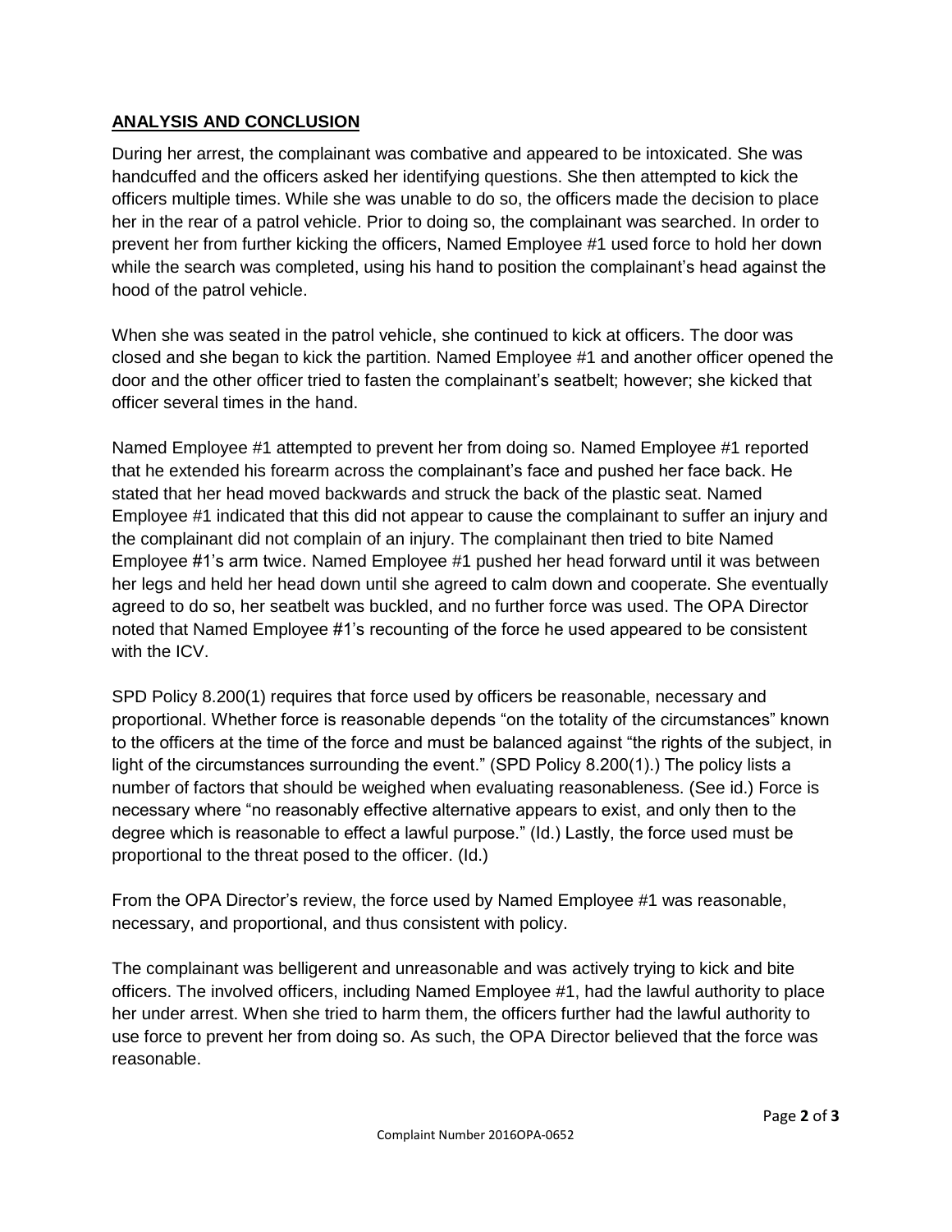## **ANALYSIS AND CONCLUSION**

During her arrest, the complainant was combative and appeared to be intoxicated. She was handcuffed and the officers asked her identifying questions. She then attempted to kick the officers multiple times. While she was unable to do so, the officers made the decision to place her in the rear of a patrol vehicle. Prior to doing so, the complainant was searched. In order to prevent her from further kicking the officers, Named Employee #1 used force to hold her down while the search was completed, using his hand to position the complainant's head against the hood of the patrol vehicle.

When she was seated in the patrol vehicle, she continued to kick at officers. The door was closed and she began to kick the partition. Named Employee #1 and another officer opened the door and the other officer tried to fasten the complainant's seatbelt; however; she kicked that officer several times in the hand.

Named Employee #1 attempted to prevent her from doing so. Named Employee #1 reported that he extended his forearm across the complainant's face and pushed her face back. He stated that her head moved backwards and struck the back of the plastic seat. Named Employee #1 indicated that this did not appear to cause the complainant to suffer an injury and the complainant did not complain of an injury. The complainant then tried to bite Named Employee #1's arm twice. Named Employee #1 pushed her head forward until it was between her legs and held her head down until she agreed to calm down and cooperate. She eventually agreed to do so, her seatbelt was buckled, and no further force was used. The OPA Director noted that Named Employee #1's recounting of the force he used appeared to be consistent with the ICV.

SPD Policy 8.200(1) requires that force used by officers be reasonable, necessary and proportional. Whether force is reasonable depends "on the totality of the circumstances" known to the officers at the time of the force and must be balanced against "the rights of the subject, in light of the circumstances surrounding the event." (SPD Policy 8.200(1).) The policy lists a number of factors that should be weighed when evaluating reasonableness. (See id.) Force is necessary where "no reasonably effective alternative appears to exist, and only then to the degree which is reasonable to effect a lawful purpose." (Id.) Lastly, the force used must be proportional to the threat posed to the officer. (Id.)

From the OPA Director's review, the force used by Named Employee #1 was reasonable, necessary, and proportional, and thus consistent with policy.

The complainant was belligerent and unreasonable and was actively trying to kick and bite officers. The involved officers, including Named Employee #1, had the lawful authority to place her under arrest. When she tried to harm them, the officers further had the lawful authority to use force to prevent her from doing so. As such, the OPA Director believed that the force was reasonable.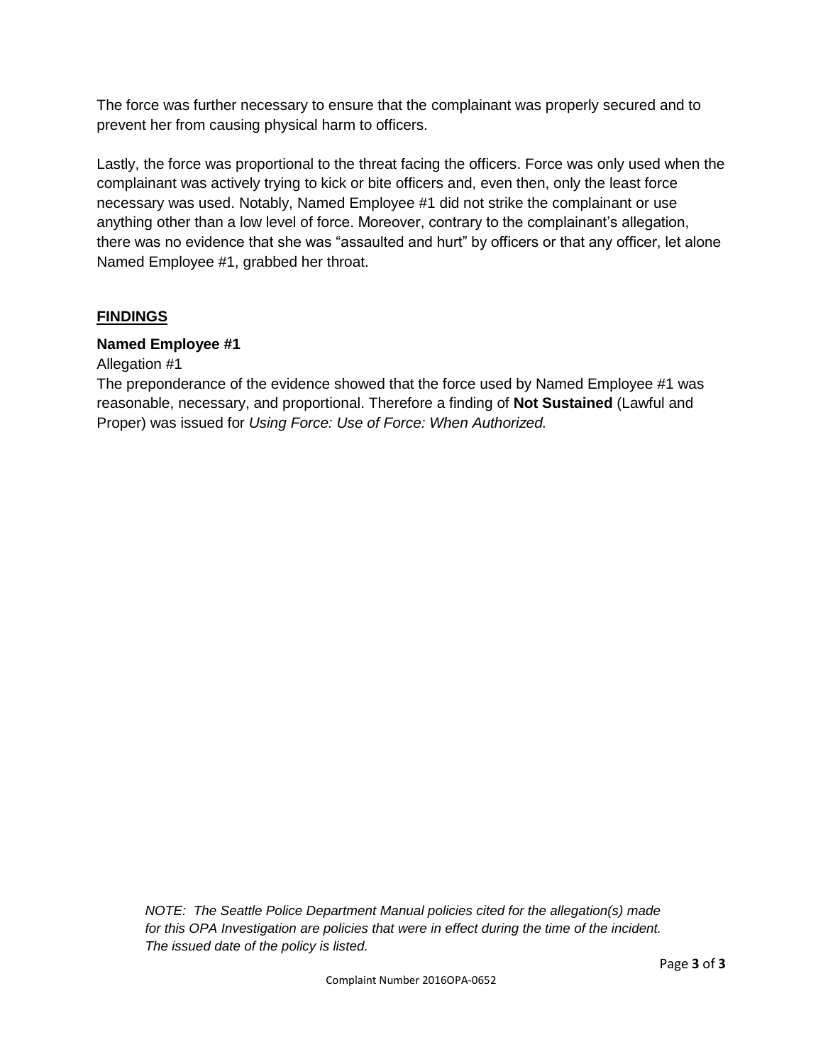The force was further necessary to ensure that the complainant was properly secured and to prevent her from causing physical harm to officers.

Lastly, the force was proportional to the threat facing the officers. Force was only used when the complainant was actively trying to kick or bite officers and, even then, only the least force necessary was used. Notably, Named Employee #1 did not strike the complainant or use anything other than a low level of force. Moreover, contrary to the complainant's allegation, there was no evidence that she was "assaulted and hurt" by officers or that any officer, let alone Named Employee #1, grabbed her throat.

## FINDINGS

### Named Employee #1

Allegation #1

The preponderance of the evidence showed that the force used by Named Employee #1 was reasonable, necessary, and proportional. Therefore a finding of **Not Sustained** (Lawful and Proper) was issued for *Using Force: Use of Force: When Authorized.*

*NOTE: The Seattle Police Department Manual policies cited for the allegation(s) made for this OPA Investigation are policies that were in effect during the time of the incident. The issued date of the policy is listed.*

Complaint Number 2016OPA-0652